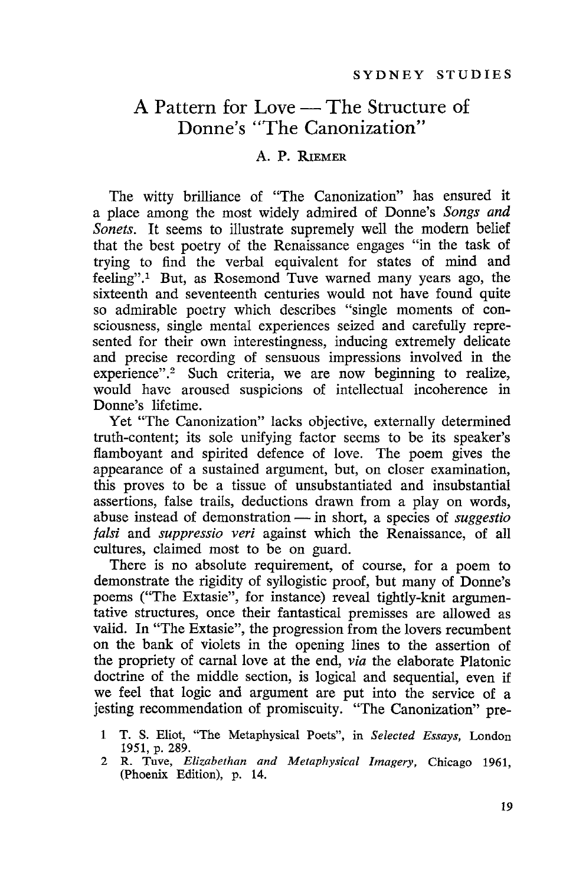# A Pattern for Love — The Structure of Donne's "The Canonization"

### A. P. Riemer

The witty brilliance of "The Canonization" has ensured it a place among the most widely admired of Donne's *Songs and Sonets*. It seems to illustrate supremely well the modern belief that the best poetry of the Renaissance engages "in the task of trying to find the verbal equivalent for states of mind and feeling".[1] But, as Rosemond Tuve warned many years ago, the sixteenth and seventeenth centuries would not have found quite so admirable poetry which describes "single moments of consciousness, single mental experiences seized and carefully represented for their own interestingness, inducing extremely delicate and precise recording of sensuous impressions involved in the experience".[2] Such criteria, we are now beginning to realize, would have aroused suspicions of intellectual incoherence in Donne's lifetime.

Yet "The Canonization" lacks objective, externally determined truth-content; its sole unifying factor seems to be its speaker's flamboyant and spirited defence of love. The poem gives the appearance of a sustained argument, but, on closer examination, this proves to be a tissue of unsubstantiated and insubstantial assertions, false trails, deductions drawn from a play on words, abuse instead of demonstration — in short, a species of *suggestio falsi* and *suppressio veri* against which the Renaissance, of all cultures, claimed most to be on guard.

There is no absolute requirement, of course, for a poem to demonstrate the rigidity of syllogistic proof, but many of Donne's poems ("The Extasie", for instance) reveal tightly-knit argumentative structures, once their fantastical premisses are allowed as valid. In "The Extasie", the progression from the lovers recumbent on the bank of violets in the opening lines to the assertion of the propriety of carnal love at the end, *via* the elaborate Platonic doctrine of the middle section, is logical and sequential, even if we feel that logic and argument are put into the service of a jesting recommendation of promiscuity. "The Canonization" pre-

1 T. S. Eliot, "The Metaphysical Poets", in *Selected Essays*, London 1951, p. 289.

2 R. Tuve, *Elizabethan and Metaphysical Imagery*, Chicago 1961, (Phoenix Edition), p. 14.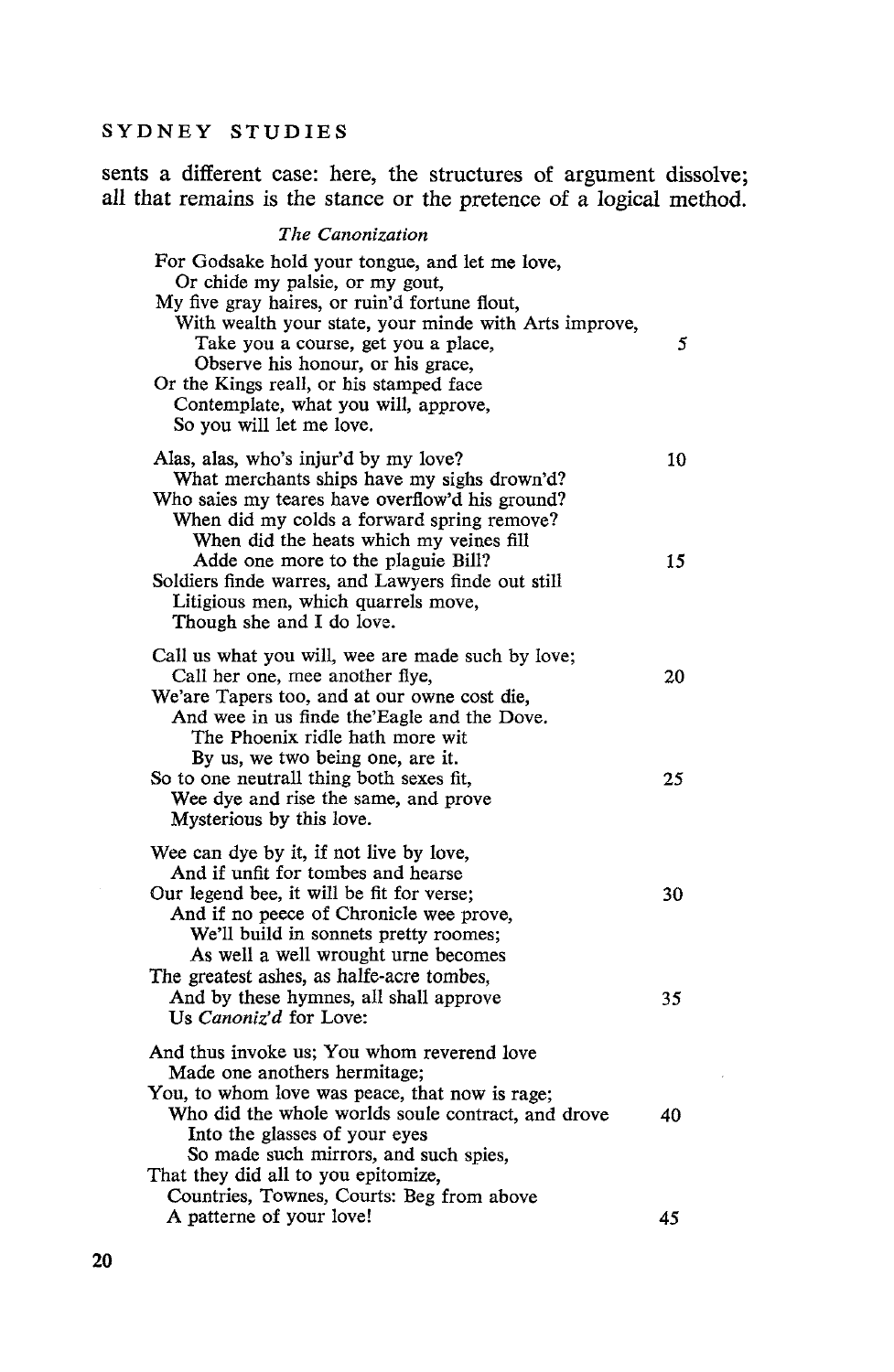sents a different case: here, the structures of argument dissolve; all that remains is the stance or the pretence of a logical method.

*The Canonization*

For Godsake hold your tongue, and let me love,  
Or chide my palsie, or my gout,  
My five gray haires, or ruin'd fortune flout,  
With wealth your state, your minde with Arts improve,  
Take you a course, get you a place, 5  
Observe his honour, or his grace,  
Or the Kings reall, or his stamped face  
Contemplate, what you will, approve,  
So you will let me love.

Alas, alas, who's injur'd by my love? 10  
What merchants ships have my sighs drown'd?  
Who saies my teares have overflow'd his ground?  
When did my colds a forward spring remove?  
When did the heats which my veines fill  
Adde one more to the plaguie Bill? 15  
Soldiers finde warres, and Lawyers finde out still  
Litigious men, which quarrels move,  
Though she and I do love.

Call us what you will, wee are made such by love;  
Call her one, mee another flye, 20  
We'are Tapers too, and at our owne cost die,  
And wee in us finde the'Eagle and the Dove.  
The Phoenix ridle hath more wit  
By us, we two being one, are it.  
So to one neutrall thing both sexes fit, 25  
Wee dye and rise the same, and prove  
Mysterious by this love.

Wee can dye by it, if not live by love,  
And if unfit for tombes and hearse  
Our legend bee, it will be fit for verse; 30  
And if no peece of Chronicle wee prove,  
We'll build in sonnets pretty roomes;  
As well a well wrought urne becomes  
The greatest ashes, as halfe-acre tombes,  
And by these hymnes, all shall approve 35  
Us *Canoniz'd* for Love:

And thus invoke us; You whom reverend love  
Made one anothers hermitage;  
You, to whom love was peace, that now is rage;  
Who did the whole worlds soule contract, and drove 40  
Into the glasses of your eyes  
So made such mirrors, and such spies,  
That they did all to you epitomize,  
Countries, Townes, Courts: Beg from above  
A patterne of your love! 45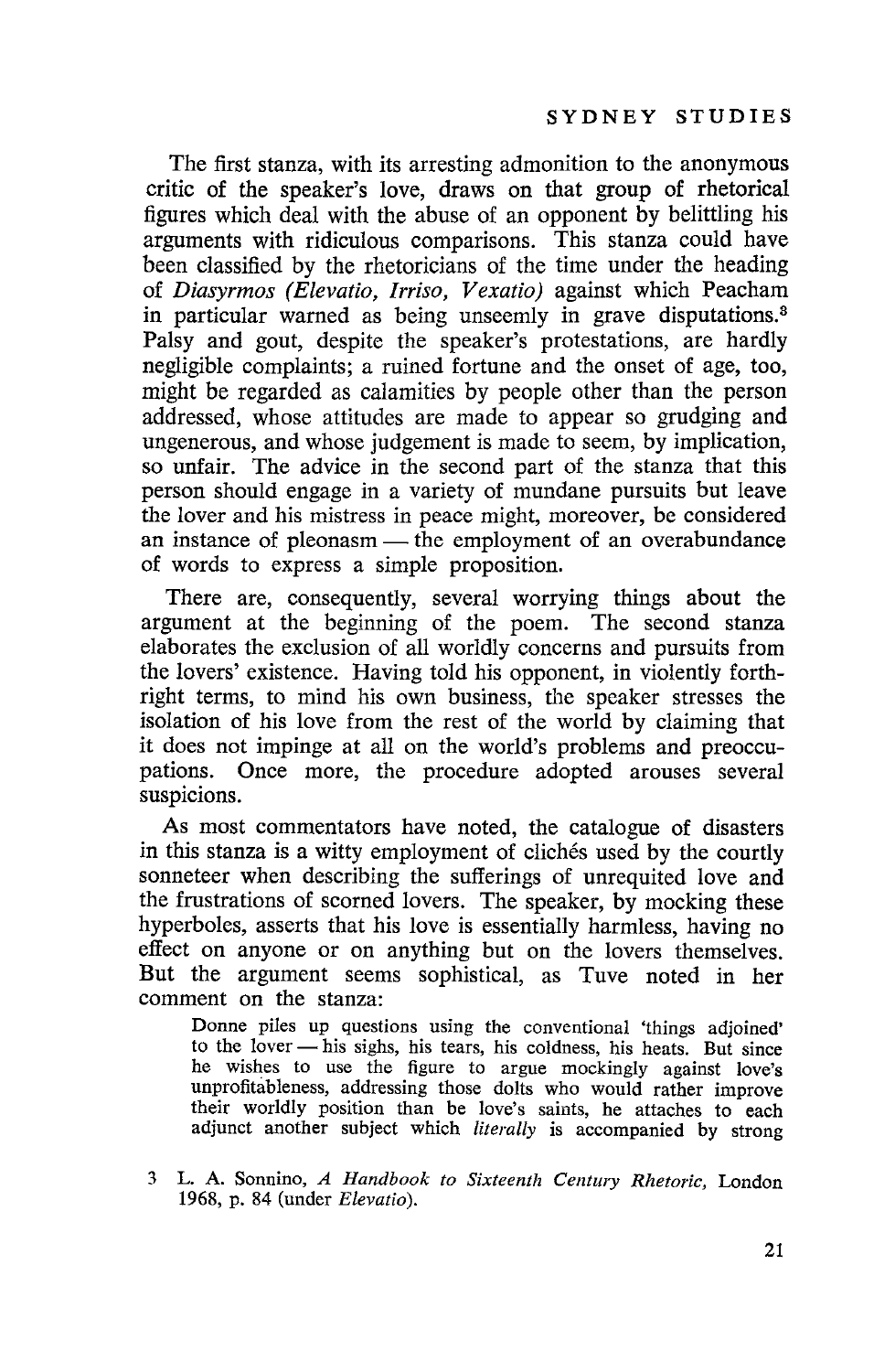The first stanza, with its arresting admonition to the anonymous critic of the speaker's love, draws on that group of rhetorical figures which deal with the abuse of an opponent by belittling his arguments with ridiculous comparisons. This stanza could have been classified by the rhetoricians of the time under the heading of *Diasyrmos (Elevatio, Irriso, Vexatio)* against which Peacham in particular warned as being unseemly in grave disputations.[3] Palsy and gout, despite the speaker's protestations, are hardly negligible complaints; a ruined fortune and the onset of age, too, might be regarded as calamities by people other than the person addressed, whose attitudes are made to appear so grudging and ungenerous, and whose judgement is made to seem, by implication, so unfair. The advice in the second part of the stanza that this person should engage in a variety of mundane pursuits but leave the lover and his mistress in peace might, moreover, be considered an instance of pleonasm — the employment of an overabundance of words to express a simple proposition.

There are, consequently, several worrying things about the argument at the beginning of the poem. The second stanza elaborates the exclusion of all worldly concerns and pursuits from the lovers' existence. Having told his opponent, in violently forthright terms, to mind his own business, the speaker stresses the isolation of his love from the rest of the world by claiming that it does not impinge at all on the world's problems and preoccupations. Once more, the procedure adopted arouses several suspicions.

As most commentators have noted, the catalogue of disasters in this stanza is a witty employment of clichés used by the courtly sonneteer when describing the sufferings of unrequited love and the frustrations of scorned lovers. The speaker, by mocking these hyperboles, asserts that his love is essentially harmless, having no effect on anyone or on anything but on the lovers themselves. But the argument seems sophistical, as Tuve noted in her comment on the stanza:

> Donne piles up questions using the conventional 'things adjoined' to the lover — his sighs, his tears, his coldness, his heats. But since he wishes to use the figure to argue mockingly against love's unprofitableness, addressing those dolts who would rather improve their worldly position than be love's saints, he attaches to each adjunct another subject which *literally* is accompanied by strong

[3] L. A. Sonnino, *A Handbook to Sixteenth Century Rhetoric*, London 1968, p. 84 (under *Elevatio*).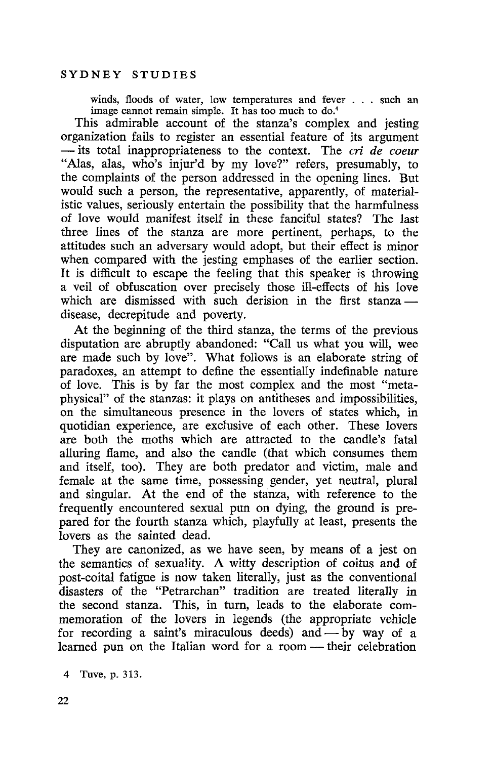> winds, floods of water, low temperatures and fever . . . such an image cannot remain simple. It has too much to do.[4]

This admirable account of the stanza's complex and jesting organization fails to register an essential feature of its argument — its total inappropriateness to the context. The *cri de coeur* "Alas, alas, who's injur'd by my love?" refers, presumably, to the complaints of the person addressed in the opening lines. But would such a person, the representative, apparently, of materialistic values, seriously entertain the possibility that the harmfulness of love would manifest itself in these fanciful states? The last three lines of the stanza are more pertinent, perhaps, to the attitudes such an adversary would adopt, but their effect is minor when compared with the jesting emphases of the earlier section. It is difficult to escape the feeling that this speaker is throwing a veil of obfuscation over precisely those ill-effects of his love which are dismissed with such derision in the first stanza — disease, decrepitude and poverty.

At the beginning of the third stanza, the terms of the previous disputation are abruptly abandoned: "Call us what you will, wee are made such by love". What follows is an elaborate string of paradoxes, an attempt to define the essentially indefinable nature of love. This is by far the most complex and the most "metaphysical" of the stanzas: it plays on antitheses and impossibilities, on the simultaneous presence in the lovers of states which, in quotidian experience, are exclusive of each other. These lovers are both the moths which are attracted to the candle's fatal alluring flame, and also the candle (that which consumes them and itself, too). They are both predator and victim, male and female at the same time, possessing gender, yet neutral, plural and singular. At the end of the stanza, with reference to the frequently encountered sexual pun on dying, the ground is prepared for the fourth stanza which, playfully at least, presents the lovers as the sainted dead.

They are canonized, as we have seen, by means of a jest on the semantics of sexuality. A witty description of coitus and of post-coital fatigue is now taken literally, just as the conventional disasters of the "Petrarchan" tradition are treated literally in the second stanza. This, in turn, leads to the elaborate commemoration of the lovers in legends (the appropriate vehicle for recording a saint's miraculous deeds) and — by way of a learned pun on the Italian word for a room — their celebration

4 Tuve, p. 313.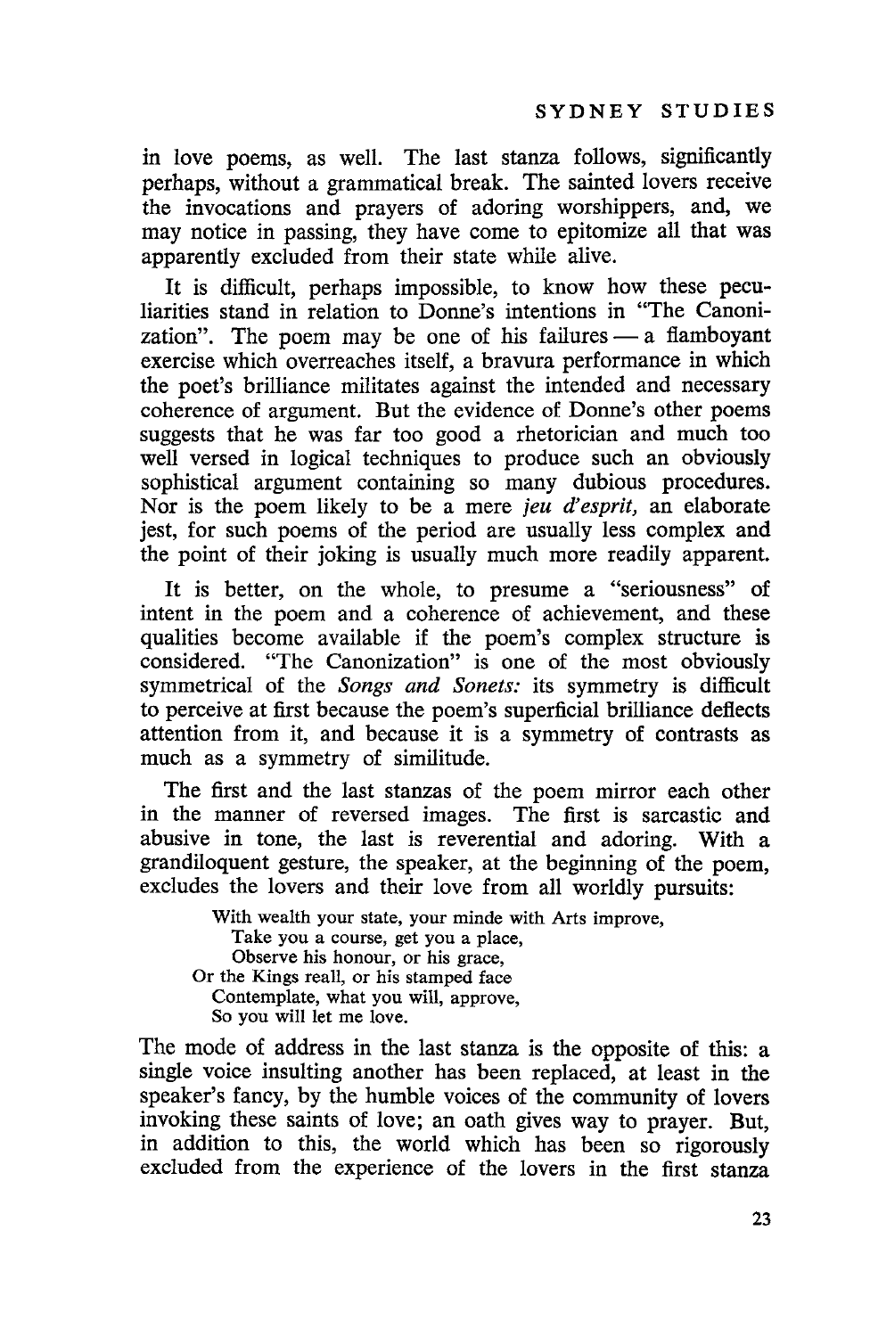in love poems, as well. The last stanza follows, significantly perhaps, without a grammatical break. The sainted lovers receive the invocations and prayers of adoring worshippers, and, we may notice in passing, they have come to epitomize all that was apparently excluded from their state while alive.

It is difficult, perhaps impossible, to know how these peculiarities stand in relation to Donne's intentions in "The Canonization". The poem may be one of his failures — a flamboyant exercise which overreaches itself, a bravura performance in which the poet's brilliance militates against the intended and necessary coherence of argument. But the evidence of Donne's other poems suggests that he was far too good a rhetorician and much too well versed in logical techniques to produce such an obviously sophistical argument containing so many dubious procedures. Nor is the poem likely to be a mere *jeu d'esprit,* an elaborate jest, for such poems of the period are usually less complex and the point of their joking is usually much more readily apparent.

It is better, on the whole, to presume a "seriousness" of intent in the poem and a coherence of achievement, and these qualities become available if the poem's complex structure is considered. "The Canonization" is one of the most obviously symmetrical of the *Songs and Sonets:* its symmetry is difficult to perceive at first because the poem's superficial brilliance deflects attention from it, and because it is a symmetry of contrasts as much as a symmetry of similitude.

The first and the last stanzas of the poem mirror each other in the manner of reversed images. The first is sarcastic and abusive in tone, the last is reverential and adoring. With a grandiloquent gesture, the speaker, at the beginning of the poem, excludes the lovers and their love from all worldly pursuits:

> With wealth your state, your minde with Arts improve,
> Take you a course, get you a place,
> Observe his honour, or his grace,
> Or the Kings reall, or his stamped face
> Contemplate, what you will, approve,
> So you will let me love.

The mode of address in the last stanza is the opposite of this: a single voice insulting another has been replaced, at least in the speaker's fancy, by the humble voices of the community of lovers invoking these saints of love; an oath gives way to prayer. But, in addition to this, the world which has been so rigorously excluded from the experience of the lovers in the first stanza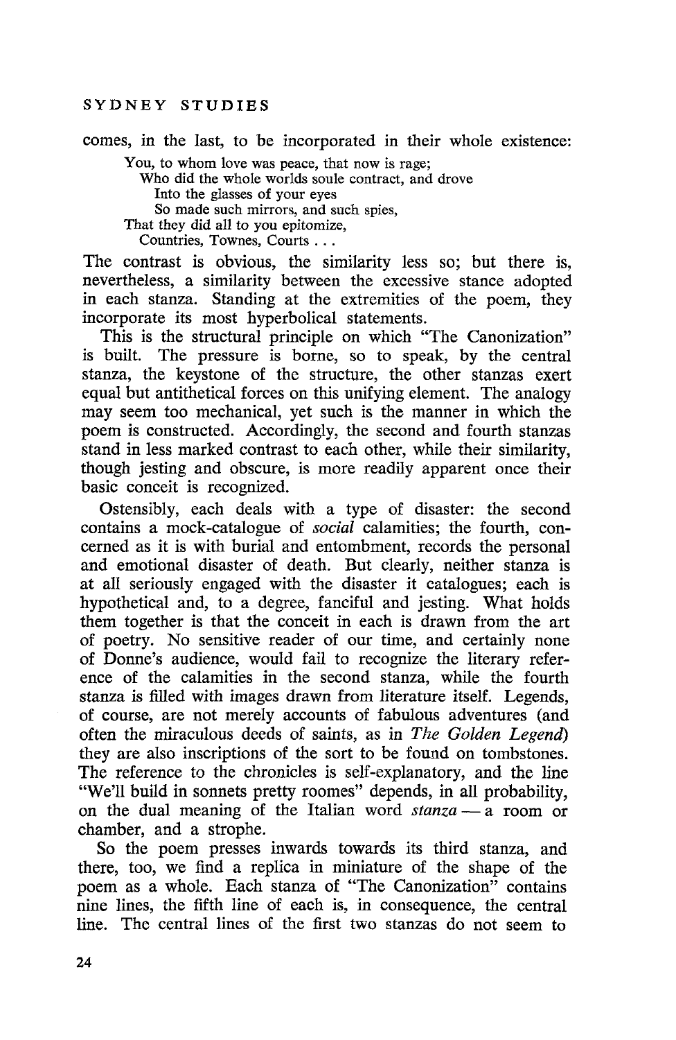comes, in the last, to be incorporated in their whole existence:

> You, to whom love was peace, that now is rage;
>   Who did the whole worlds soule contract, and drove
>     Into the glasses of your eyes
>     So made such mirrors, and such spies,
> That they did all to you epitomize,
>   Countries, Townes, Courts . . .

The contrast is obvious, the similarity less so; but there is, nevertheless, a similarity between the excessive stance adopted in each stanza. Standing at the extremities of the poem, they incorporate its most hyperbolical statements.

This is the structural principle on which "The Canonization" is built. The pressure is borne, so to speak, by the central stanza, the keystone of the structure, the other stanzas exert equal but antithetical forces on this unifying element. The analogy may seem too mechanical, yet such is the manner in which the poem is constructed. Accordingly, the second and fourth stanzas stand in less marked contrast to each other, while their similarity, though jesting and obscure, is more readily apparent once their basic conceit is recognized.

Ostensibly, each deals with a type of disaster: the second contains a mock-catalogue of *social* calamities; the fourth, concerned as it is with burial and entombment, records the personal and emotional disaster of death. But clearly, neither stanza is at all seriously engaged with the disaster it catalogues; each is hypothetical and, to a degree, fanciful and jesting. What holds them together is that the conceit in each is drawn from the art of poetry. No sensitive reader of our time, and certainly none of Donne's audience, would fail to recognize the literary reference of the calamities in the second stanza, while the fourth stanza is filled with images drawn from literature itself. Legends, of course, are not merely accounts of fabulous adventures (and often the miraculous deeds of saints, as in *The Golden Legend*) they are also inscriptions of the sort to be found on tombstones. The reference to the chronicles is self-explanatory, and the line "We'll build in sonnets pretty roomes" depends, in all probability, on the dual meaning of the Italian word *stanza* — a room or chamber, and a strophe.

So the poem presses inwards towards its third stanza, and there, too, we find a replica in miniature of the shape of the poem as a whole. Each stanza of "The Canonization" contains nine lines, the fifth line of each is, in consequence, the central line. The central lines of the first two stanzas do not seem to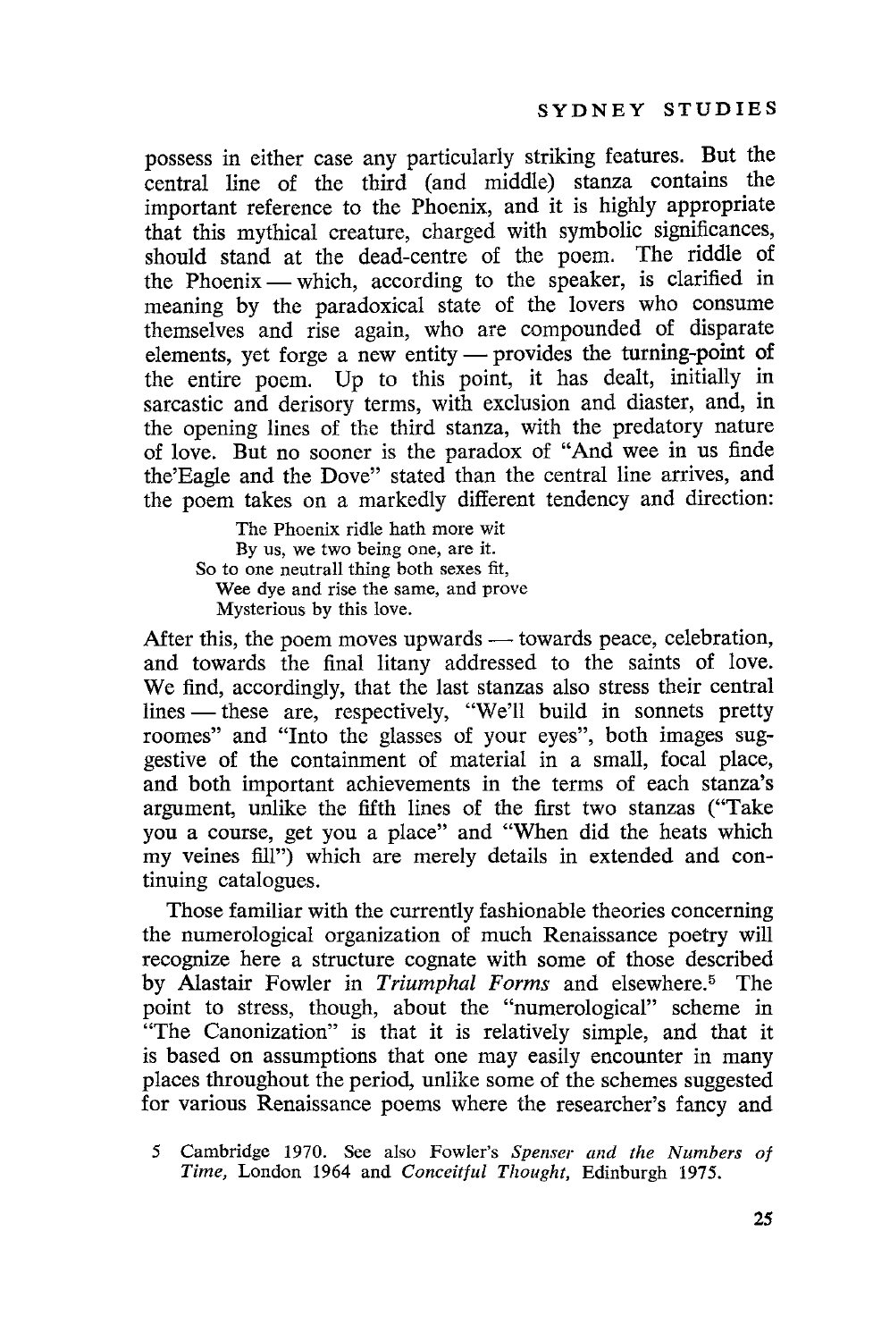possess in either case any particularly striking features. But the central line of the third (and middle) stanza contains the important reference to the Phoenix, and it is highly appropriate that this mythical creature, charged with symbolic significances, should stand at the dead-centre of the poem. The riddle of the Phoenix — which, according to the speaker, is clarified in meaning by the paradoxical state of the lovers who consume themselves and rise again, who are compounded of disparate elements, yet forge a new entity — provides the turning-point of the entire poem. Up to this point, it has dealt, initially in sarcastic and derisory terms, with exclusion and diaster, and, in the opening lines of the third stanza, with the predatory nature of love. But no sooner is the paradox of "And wee in us finde the'Eagle and the Dove" stated than the central line arrives, and the poem takes on a markedly different tendency and direction:

> The Phoenix ridle hath more wit
> By us, we two being one, are it.
> So to one neutrall thing both sexes fit,
> Wee dye and rise the same, and prove
> Mysterious by this love.

After this, the poem moves upwards — towards peace, celebration, and towards the final litany addressed to the saints of love. We find, accordingly, that the last stanzas also stress their central lines — these are, respectively, "We'll build in sonnets pretty roomes" and "Into the glasses of your eyes", both images suggestive of the containment of material in a small, focal place, and both important achievements in the terms of each stanza's argument, unlike the fifth lines of the first two stanzas ("Take you a course, get you a place" and "When did the heats which my veines fill") which are merely details in extended and continuing catalogues.

Those familiar with the currently fashionable theories concerning the numerological organization of much Renaissance poetry will recognize here a structure cognate with some of those described by Alastair Fowler in *Triumphal Forms* and elsewhere.[5] The point to stress, though, about the "numerological" scheme in "The Canonization" is that it is relatively simple, and that it is based on assumptions that one may easily encounter in many places throughout the period, unlike some of the schemes suggested for various Renaissance poems where the researcher's fancy and

5 Cambridge 1970. See also Fowler's *Spenser and the Numbers of Time,* London 1964 and *Conceitful Thought,* Edinburgh 1975.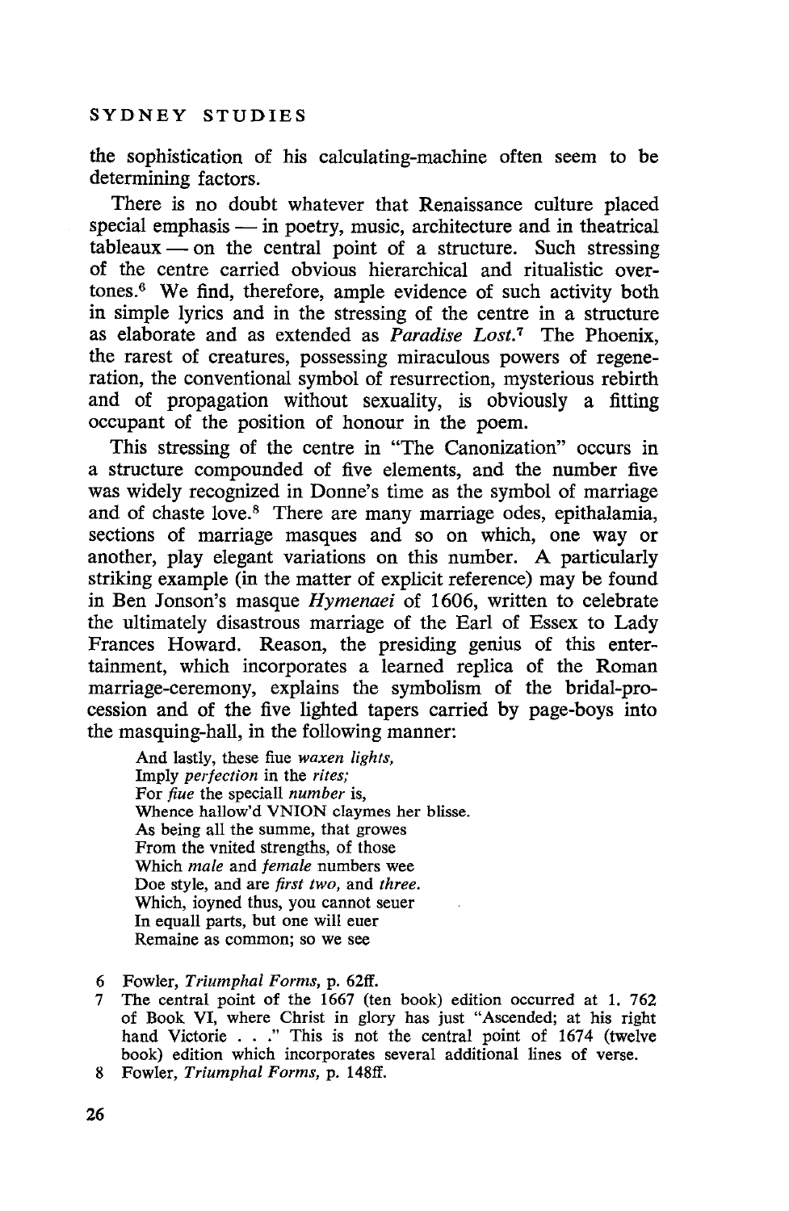the sophistication of his calculating-machine often seem to be determining factors.

There is no doubt whatever that Renaissance culture placed special emphasis — in poetry, music, architecture and in theatrical tableaux — on the central point of a structure. Such stressing of the centre carried obvious hierarchical and ritualistic overtones.[6] We find, therefore, ample evidence of such activity both in simple lyrics and in the stressing of the centre in a structure as elaborate and as extended as *Paradise Lost*.[7] The Phoenix, the rarest of creatures, possessing miraculous powers of regeneration, the conventional symbol of resurrection, mysterious rebirth and of propagation without sexuality, is obviously a fitting occupant of the position of honour in the poem.

This stressing of the centre in "The Canonization" occurs in a structure compounded of five elements, and the number five was widely recognized in Donne's time as the symbol of marriage and of chaste love.[8] There are many marriage odes, epithalamia, sections of marriage masques and so on which, one way or another, play elegant variations on this number. A particularly striking example (in the matter of explicit reference) may be found in Ben Jonson's masque *Hymenaei* of 1606, written to celebrate the ultimately disastrous marriage of the Earl of Essex to Lady Frances Howard. Reason, the presiding genius of this entertainment, which incorporates a learned replica of the Roman marriage-ceremony, explains the symbolism of the bridal-procession and of the five lighted tapers carried by page-boys into the masquing-hall, in the following manner:

> And lastly, these fiue *waxen lights*,
> Imply *perfection* in the *rites;*
> For *fiue* the speciall *number* is,
> Whence hallow'd VNION claymes her blisse.
> As being all the summe, that growes
> From the vnited strengths, of those
> Which *male* and *female* numbers wee
> Doe style, and are *first two*, and *three*.
> Which, ioyned thus, you cannot seuer
> In equall parts, but one will euer
> Remaine as common; so we see

6 Fowler, *Triumphal Forms*, p. 62ff.

7 The central point of the 1667 (ten book) edition occurred at 1. 762 of Book VI, where Christ in glory has just "Ascended; at his right hand Victorie . . ." This is not the central point of 1674 (twelve book) edition which incorporates several additional lines of verse.

8 Fowler, *Triumphal Forms*, p. 148ff.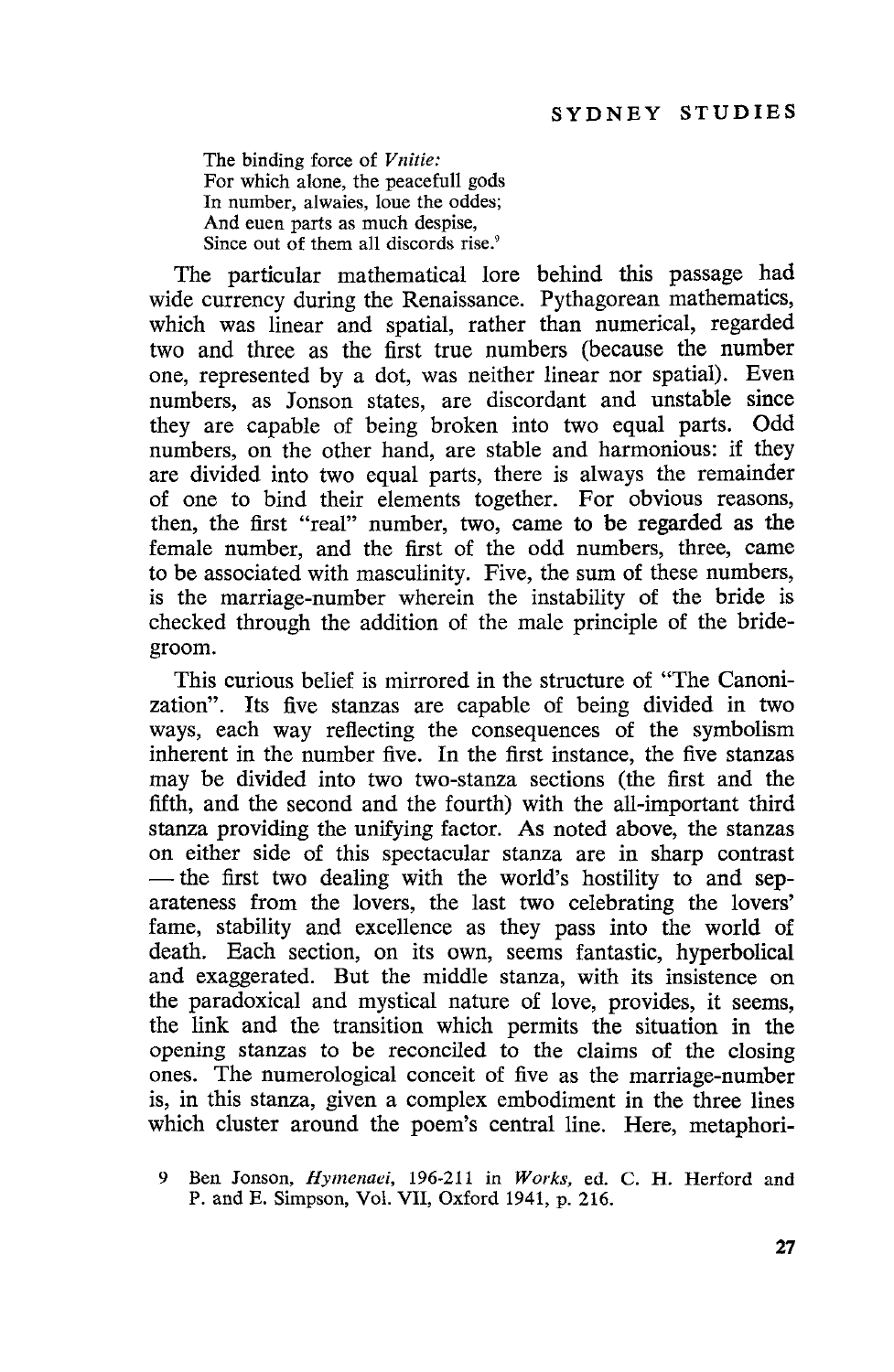> The binding force of *Vnitie:*
> For which alone, the peacefull gods
> In number, alwaies, loue the oddes;
> And euen parts as much despise,
> Since out of them all discords rise.[9]

The particular mathematical lore behind this passage had wide currency during the Renaissance. Pythagorean mathematics, which was linear and spatial, rather than numerical, regarded two and three as the first true numbers (because the number one, represented by a dot, was neither linear nor spatial). Even numbers, as Jonson states, are discordant and unstable since they are capable of being broken into two equal parts. Odd numbers, on the other hand, are stable and harmonious: if they are divided into two equal parts, there is always the remainder of one to bind their elements together. For obvious reasons, then, the first "real" number, two, came to be regarded as the female number, and the first of the odd numbers, three, came to be associated with masculinity. Five, the sum of these numbers, is the marriage-number wherein the instability of the bride is checked through the addition of the male principle of the bridegroom.

This curious belief is mirrored in the structure of "The Canonization". Its five stanzas are capable of being divided in two ways, each way reflecting the consequences of the symbolism inherent in the number five. In the first instance, the five stanzas may be divided into two two-stanza sections (the first and the fifth, and the second and the fourth) with the all-important third stanza providing the unifying factor. As noted above, the stanzas on either side of this spectacular stanza are in sharp contrast — the first two dealing with the world's hostility to and separateness from the lovers, the last two celebrating the lovers' fame, stability and excellence as they pass into the world of death. Each section, on its own, seems fantastic, hyperbolical and exaggerated. But the middle stanza, with its insistence on the paradoxical and mystical nature of love, provides, it seems, the link and the transition which permits the situation in the opening stanzas to be reconciled to the claims of the closing ones. The numerological conceit of five as the marriage-number is, in this stanza, given a complex embodiment in the three lines which cluster around the poem's central line. Here, metaphori-

9 Ben Jonson, *Hymenaei*, 196-211 in *Works*, ed. C. H. Herford and P. and E. Simpson, Vol. VII, Oxford 1941, p. 216.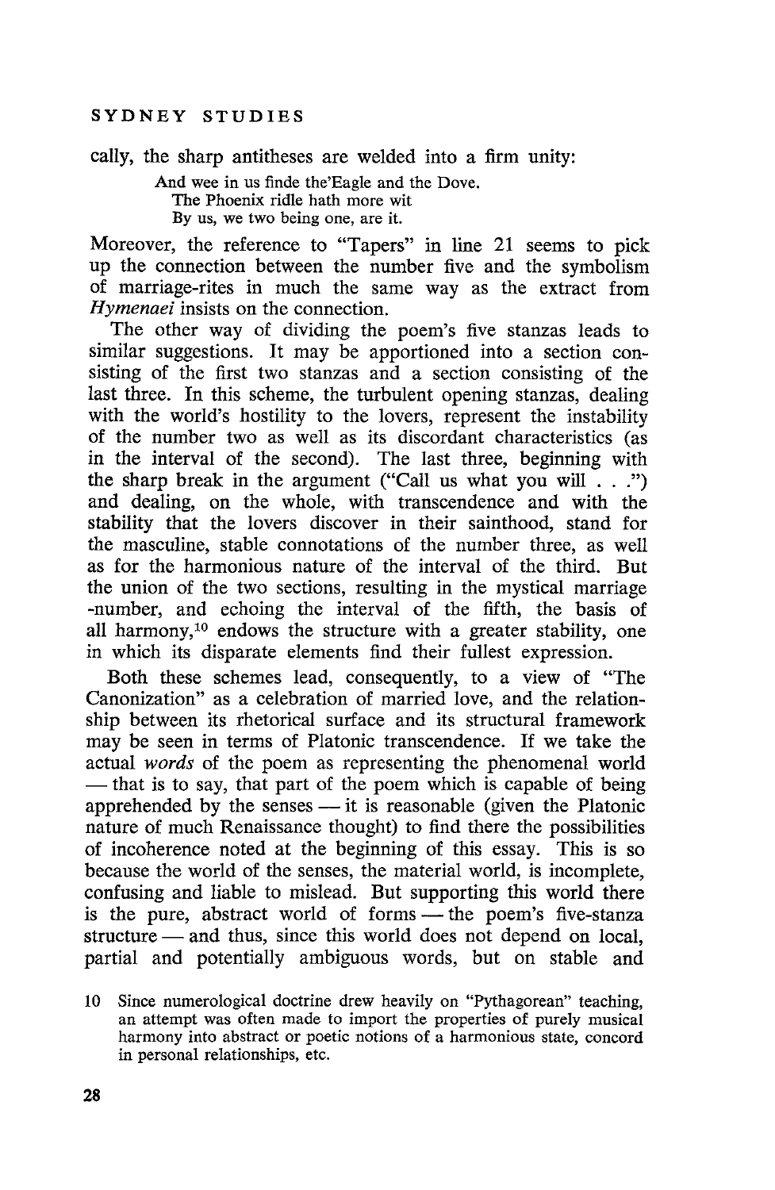cally, the sharp antitheses are welded into a firm unity:

> And wee in us finde the'Eagle and the Dove.
> The Phoenix ridle hath more wit
> By us, we two being one, are it.

Moreover, the reference to "Tapers" in line 21 seems to pick up the connection between the number five and the symbolism of marriage-rites in much the same way as the extract from *Hymenaei* insists on the connection.

The other way of dividing the poem's five stanzas leads to similar suggestions. It may be apportioned into a section consisting of the first two stanzas and a section consisting of the last three. In this scheme, the turbulent opening stanzas, dealing with the world's hostility to the lovers, represent the instability of the number two as well as its discordant characteristics (as in the interval of the second). The last three, beginning with the sharp break in the argument ("Call us what you will . . .") and dealing, on the whole, with transcendence and with the stability that the lovers discover in their sainthood, stand for the masculine, stable connotations of the number three, as well as for the harmonious nature of the interval of the third. But the union of the two sections, resulting in the mystical marriage -number, and echoing the interval of the fifth, the basis of all harmony,[10] endows the structure with a greater stability, one in which its disparate elements find their fullest expression.

Both these schemes lead, consequently, to a view of "The Canonization" as a celebration of married love, and the relationship between its rhetorical surface and its structural framework may be seen in terms of Platonic transcendence. If we take the actual *words* of the poem as representing the phenomenal world — that is to say, that part of the poem which is capable of being apprehended by the senses — it is reasonable (given the Platonic nature of much Renaissance thought) to find there the possibilities of incoherence noted at the beginning of this essay. This is so because the world of the senses, the material world, is incomplete, confusing and liable to mislead. But supporting this world there is the pure, abstract world of forms — the poem's five-stanza structure — and thus, since this world does not depend on local, partial and potentially ambiguous words, but on stable and

10 Since numerological doctrine drew heavily on "Pythagorean" teaching, an attempt was often made to import the properties of purely musical harmony into abstract or poetic notions of a harmonious state, concord in personal relationships, etc.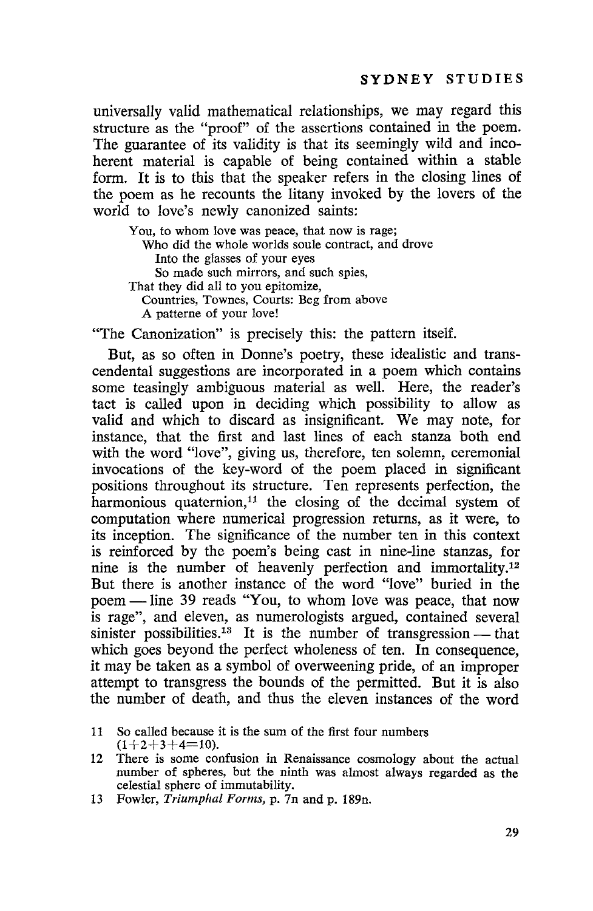universally valid mathematical relationships, we may regard this structure as the "proof" of the assertions contained in the poem. The guarantee of its validity is that its seemingly wild and incoherent material is capable of being contained within a stable form. It is to this that the speaker refers in the closing lines of the poem as he recounts the litany invoked by the lovers of the world to love's newly canonized saints:

> You, to whom love was peace, that now is rage;
> Who did the whole worlds soule contract, and drove
> Into the glasses of your eyes
> So made such mirrors, and such spies,
> That they did all to you epitomize,
> Countries, Townes, Courts: Beg from above
> A patterne of your love!

"The Canonization" is precisely this: the pattern itself.

But, as so often in Donne's poetry, these idealistic and transcendental suggestions are incorporated in a poem which contains some teasingly ambiguous material as well. Here, the reader's tact is called upon in deciding which possibility to allow as valid and which to discard as insignificant. We may note, for instance, that the first and last lines of each stanza both end with the word "love", giving us, therefore, ten solemn, ceremonial invocations of the key-word of the poem placed in significant positions throughout its structure. Ten represents perfection, the harmonious quaternion,[11] the closing of the decimal system of computation where numerical progression returns, as it were, to its inception. The significance of the number ten in this context is reinforced by the poem's being cast in nine-line stanzas, for nine is the number of heavenly perfection and immortality.[12] But there is another instance of the word "love" buried in the poem — line 39 reads "You, to whom love was peace, that now is rage", and eleven, as numerologists argued, contained several sinister possibilities.[13] It is the number of transgression — that which goes beyond the perfect wholeness of ten. In consequence, it may be taken as a symbol of overweening pride, of an improper attempt to transgress the bounds of the permitted. But it is also the number of death, and thus the eleven instances of the word

11 So called because it is the sum of the first four numbers (1+2+3+4=10).

12 There is some confusion in Renaissance cosmology about the actual number of spheres, but the ninth was almost always regarded as the celestial sphere of immutability.

13 Fowler, *Triumphal Forms*, p. 7n and p. 189n.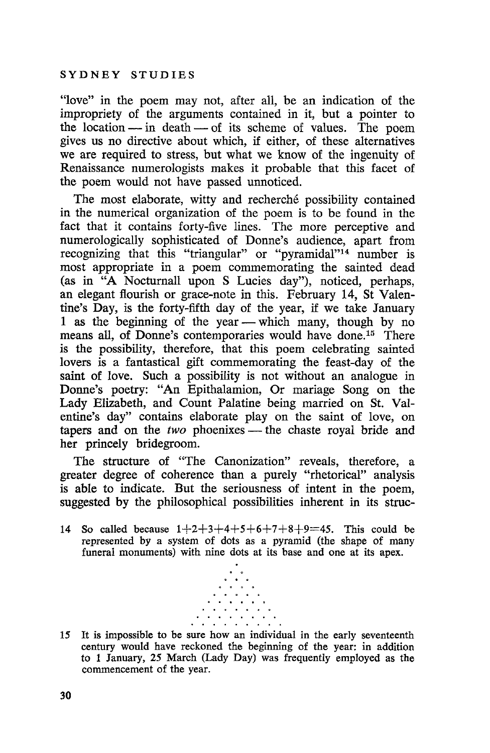"love" in the poem may not, after all, be an indication of the impropriety of the arguments contained in it, but a pointer to the location — in death — of its scheme of values. The poem gives us no directive about which, if either, of these alternatives we are required to stress, but what we know of the ingenuity of Renaissance numerologists makes it probable that this facet of the poem would not have passed unnoticed.

The most elaborate, witty and recherché possibility contained in the numerical organization of the poem is to be found in the fact that it contains forty-five lines. The more perceptive and numerologically sophisticated of Donne's audience, apart from recognizing that this "triangular" or "pyramidal"[14] number is most appropriate in a poem commemorating the sainted dead (as in "A Nocturnall upon S Lucies day"), noticed, perhaps, an elegant flourish or grace-note in this. February 14, St Valentine's Day, is the forty-fifth day of the year, if we take January 1 as the beginning of the year — which many, though by no means all, of Donne's contemporaries would have done.[15] There is the possibility, therefore, that this poem celebrating sainted lovers is a fantastical gift commemorating the feast-day of the saint of love. Such a possibility is not without an analogue in Donne's poetry: "An Epithalamion, Or mariage Song on the Lady Elizabeth, and Count Palatine being married on St. Valentine's day" contains elaborate play on the saint of love, on tapers and on the *two* phoenixes — the chaste royal bride and her princely bridegroom.

The structure of "The Canonization" reveals, therefore, a greater degree of coherence than a purely "rhetorical" analysis is able to indicate. But the seriousness of intent in the poem, suggested by the philosophical possibilities inherent in its struc-

14 So called because $1+2+3+4+5+6+7+8+9=45$. This could be represented by a system of dots as a pyramid (the shape of many funeral monuments) with nine dots at its base and one at its apex.

```
        .
       . .
      . . .
     . . . .
    . . . . .
   . . . . . .
  . . . . . . .
 . . . . . . . .
. . . . . . . . .
```

15 It is impossible to be sure how an individual in the early seventeenth century would have reckoned the beginning of the year: in addition to 1 January, 25 March (Lady Day) was frequently employed as the commencement of the year.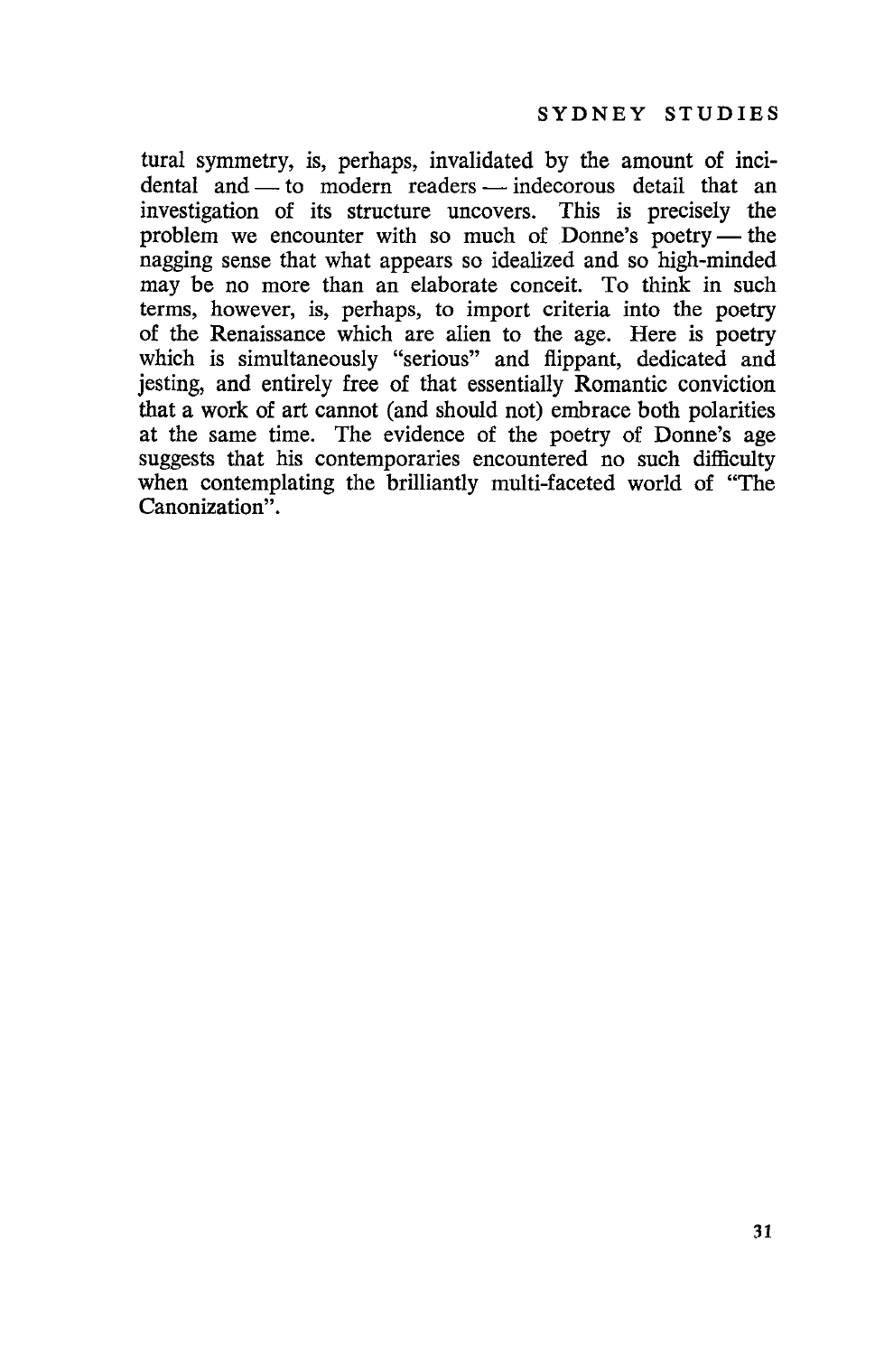tural symmetry, is, perhaps, invalidated by the amount of incidental and — to modern readers — indecorous detail that an investigation of its structure uncovers. This is precisely the problem we encounter with so much of Donne's poetry — the nagging sense that what appears so idealized and so high-minded may be no more than an elaborate conceit. To think in such terms, however, is, perhaps, to import criteria into the poetry of the Renaissance which are alien to the age. Here is poetry which is simultaneously "serious" and flippant, dedicated and jesting, and entirely free of that essentially Romantic conviction that a work of art cannot (and should not) embrace both polarities at the same time. The evidence of the poetry of Donne's age suggests that his contemporaries encountered no such difficulty when contemplating the brilliantly multi-faceted world of "The Canonization".